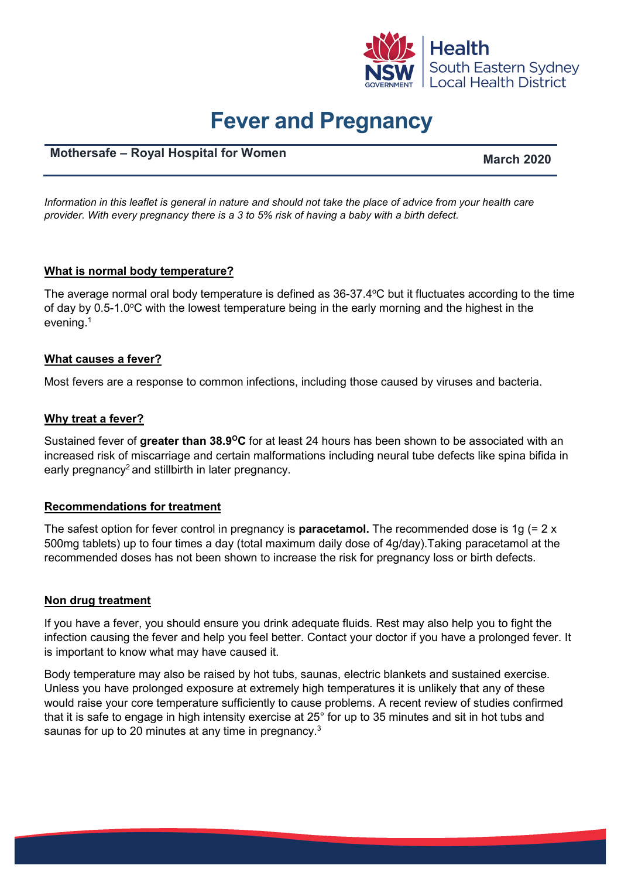# Fever and Pregnancy

**Mothersafe – Royal Hospital for Women** **March 2020**

*Information in this leaflet is general in nature and should not take the place of advice from your health care provider. With every pregnancy there is a 3 to 5% risk of having a baby with a birth defect.*

## What is normal body temperature?

The average normal oral body temperature is defined as 36-37.4°C but it fluctuates according to the time of day by 0.5-1.0°C with the lowest temperature being in the early morning and the highest in the evening.[1]

## What causes a fever?

Most fevers are a response to common infections, including those caused by viruses and bacteria.

## Why treat a fever?

Sustained fever of **greater than 38.9°C** for at least 24 hours has been shown to be associated with an increased risk of miscarriage and certain malformations including neural tube defects like spina bifida in early pregnancy[2] and stillbirth in later pregnancy.

## Recommendations for treatment

The safest option for fever control in pregnancy is **paracetamol.** The recommended dose is 1g (= 2 x 500mg tablets) up to four times a day (total maximum daily dose of 4g/day).Taking paracetamol at the recommended doses has not been shown to increase the risk for pregnancy loss or birth defects.

## Non drug treatment

If you have a fever, you should ensure you drink adequate fluids. Rest may also help you to fight the infection causing the fever and help you feel better. Contact your doctor if you have a prolonged fever. It is important to know what may have caused it.

Body temperature may also be raised by hot tubs, saunas, electric blankets and sustained exercise. Unless you have prolonged exposure at extremely high temperatures it is unlikely that any of these would raise your core temperature sufficiently to cause problems. A recent review of studies confirmed that it is safe to engage in high intensity exercise at 25° for up to 35 minutes and sit in hot tubs and saunas for up to 20 minutes at any time in pregnancy.[3]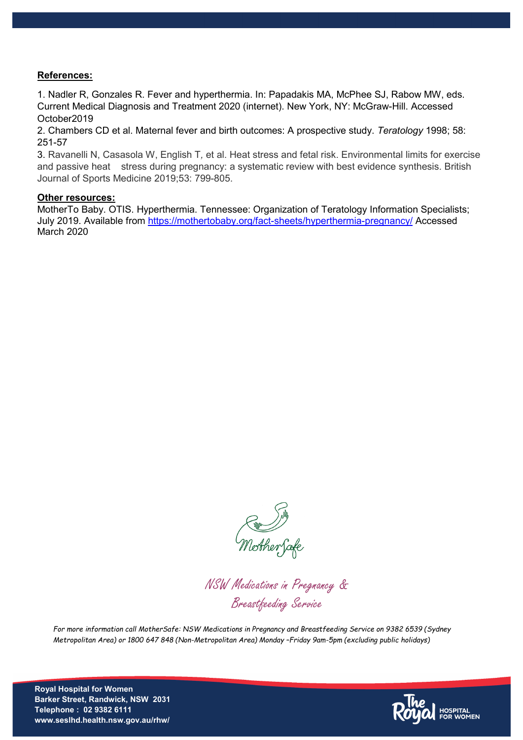**References:**

1. Nadler R, Gonzales R. Fever and hyperthermia. In: Papadakis MA, McPhee SJ, Rabow MW, eds. Current Medical Diagnosis and Treatment 2020 (internet). New York, NY: McGraw-Hill. Accessed October2019
2. Chambers CD et al. Maternal fever and birth outcomes: A prospective study. *Teratology* 1998; 58: 251-57
3. Ravanelli N, Casasola W, English T, et al. Heat stress and fetal risk. Environmental limits for exercise and passive heat stress during pregnancy: a systematic review with best evidence synthesis. British Journal of Sports Medicine 2019;53: 799-805.

**Other resources:**

MotherTo Baby. OTIS. Hyperthermia. Tennessee: Organization of Teratology Information Specialists; July 2019. Available from https://mothertobaby.org/fact-sheets/hyperthermia-pregnancy/ Accessed March 2020

MotherSafe

NSW Medications in Pregnancy & Breastfeeding Service

*For more information call MotherSafe: NSW Medications in Pregnancy and Breastfeeding Service on 9382 6539 (Sydney Metropolitan Area) or 1800 647 848 (Non-Metropolitan Area) Monday –Friday 9am-5pm (excluding public holidays)*

**Royal Hospital for Women**
**Barker Street, Randwick, NSW 2031**
**Telephone : 02 9382 6111**
**www.seslhd.health.nsw.gov.au/rhw/**

The Royal HOSPITAL FOR WOMEN